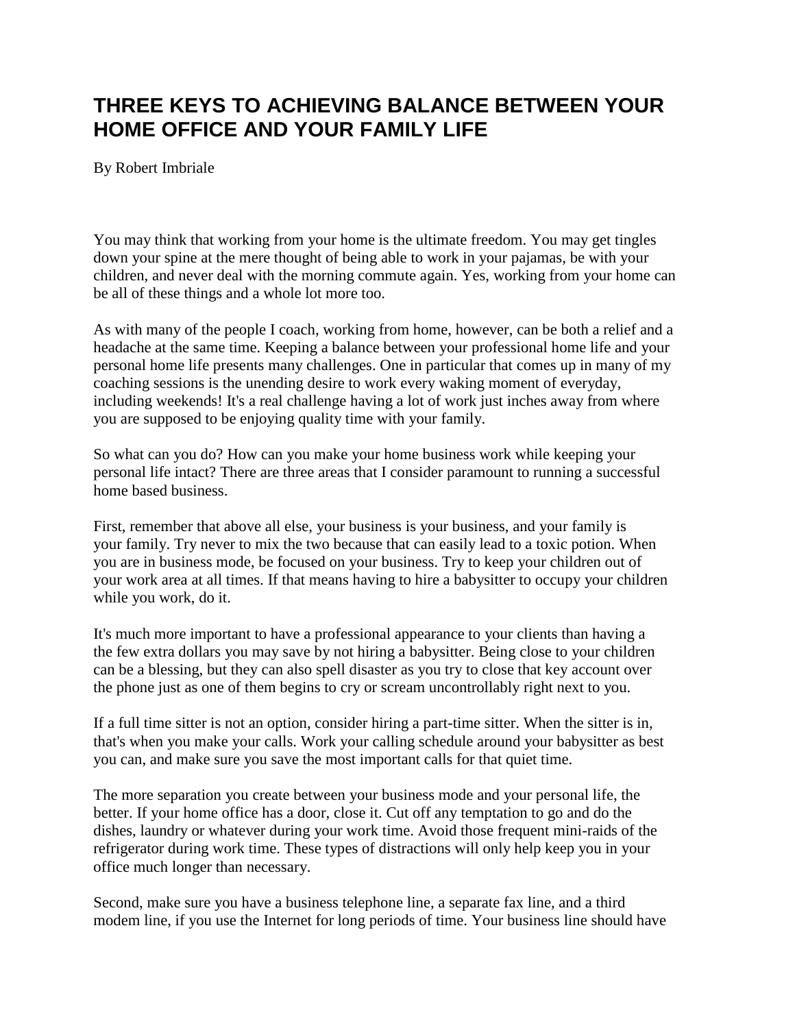# THREE KEYS TO ACHIEVING BALANCE BETWEEN YOUR HOME OFFICE AND YOUR FAMILY LIFE

By Robert Imbriale

You may think that working from your home is the ultimate freedom. You may get tingles down your spine at the mere thought of being able to work in your pajamas, be with your children, and never deal with the morning commute again. Yes, working from your home can be all of these things and a whole lot more too.

As with many of the people I coach, working from home, however, can be both a relief and a headache at the same time. Keeping a balance between your professional home life and your personal home life presents many challenges. One in particular that comes up in many of my coaching sessions is the unending desire to work every waking moment of everyday, including weekends! It's a real challenge having a lot of work just inches away from where you are supposed to be enjoying quality time with your family.

So what can you do? How can you make your home business work while keeping your personal life intact? There are three areas that I consider paramount to running a successful home based business.

First, remember that above all else, your business is your business, and your family is your family. Try never to mix the two because that can easily lead to a toxic potion. When you are in business mode, be focused on your business. Try to keep your children out of your work area at all times. If that means having to hire a babysitter to occupy your children while you work, do it.

It's much more important to have a professional appearance to your clients than having a the few extra dollars you may save by not hiring a babysitter. Being close to your children can be a blessing, but they can also spell disaster as you try to close that key account over the phone just as one of them begins to cry or scream uncontrollably right next to you.

If a full time sitter is not an option, consider hiring a part-time sitter. When the sitter is in, that's when you make your calls. Work your calling schedule around your babysitter as best you can, and make sure you save the most important calls for that quiet time.

The more separation you create between your business mode and your personal life, the better. If your home office has a door, close it. Cut off any temptation to go and do the dishes, laundry or whatever during your work time. Avoid those frequent mini-raids of the refrigerator during work time. These types of distractions will only help keep you in your office much longer than necessary.

Second, make sure you have a business telephone line, a separate fax line, and a third modem line, if you use the Internet for long periods of time. Your business line should have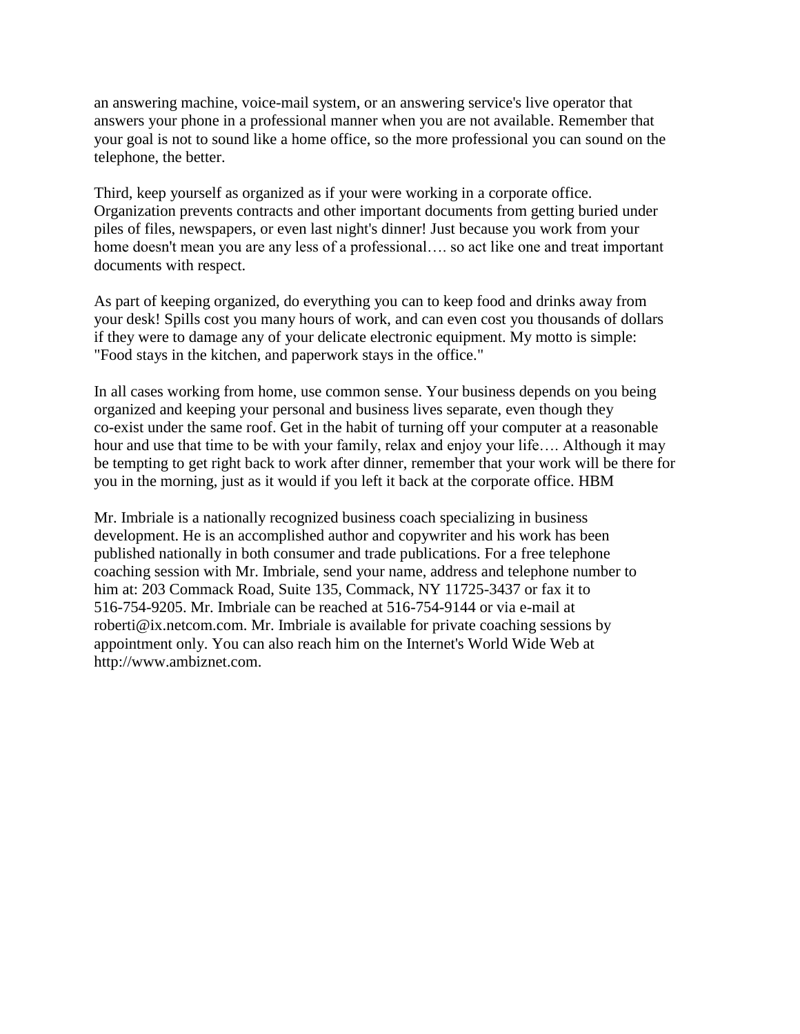an answering machine, voice-mail system, or an answering service's live operator that answers your phone in a professional manner when you are not available. Remember that your goal is not to sound like a home office, so the more professional you can sound on the telephone, the better.

Third, keep yourself as organized as if your were working in a corporate office. Organization prevents contracts and other important documents from getting buried under piles of files, newspapers, or even last night's dinner! Just because you work from your home doesn't mean you are any less of a professional…. so act like one and treat important documents with respect.

As part of keeping organized, do everything you can to keep food and drinks away from your desk! Spills cost you many hours of work, and can even cost you thousands of dollars if they were to damage any of your delicate electronic equipment. My motto is simple: "Food stays in the kitchen, and paperwork stays in the office."

In all cases working from home, use common sense. Your business depends on you being organized and keeping your personal and business lives separate, even though they co-exist under the same roof. Get in the habit of turning off your computer at a reasonable hour and use that time to be with your family, relax and enjoy your life…. Although it may be tempting to get right back to work after dinner, remember that your work will be there for you in the morning, just as it would if you left it back at the corporate office. HBM

Mr. Imbriale is a nationally recognized business coach specializing in business development. He is an accomplished author and copywriter and his work has been published nationally in both consumer and trade publications. For a free telephone coaching session with Mr. Imbriale, send your name, address and telephone number to him at: 203 Commack Road, Suite 135, Commack, NY 11725-3437 or fax it to 516-754-9205. Mr. Imbriale can be reached at 516-754-9144 or via e-mail at roberti@ix.netcom.com. Mr. Imbriale is available for private coaching sessions by appointment only. You can also reach him on the Internet's World Wide Web at http://www.ambiznet.com.